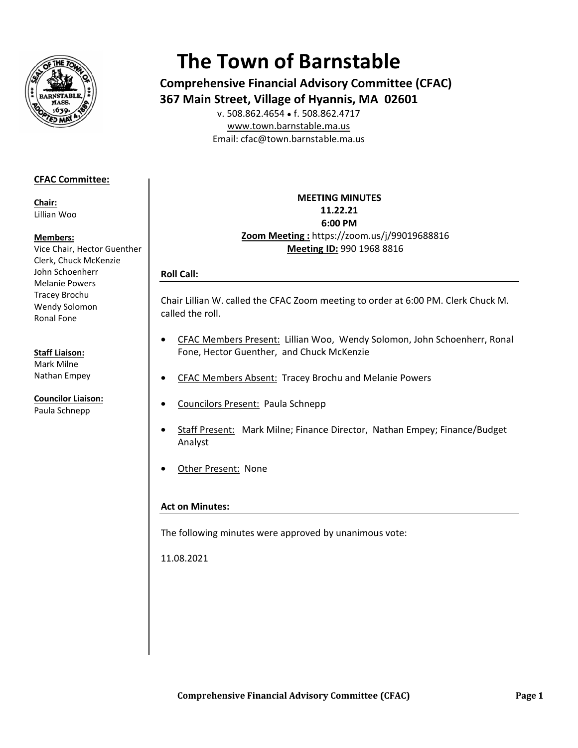# The Town of Barnstable

**Comprehensive Financial Advisory Committee (CFAC)**
**367 Main Street, Village of Hyannis, MA 02601**

v. 508.862.4654 • f. 508.862.4717
www.town.barnstable.ma.us
Email: cfac@town.barnstable.ma.us

**CFAC Committee:**

**Chair:**
Lillian Woo

**Members:**
Vice Chair, Hector Guenther
Clerk, Chuck McKenzie
John Schoenherr
Melanie Powers
Tracey Brochu
Wendy Solomon
Ronal Fone

**Staff Liaison:**
Mark Milne
Nathan Empey

**Councilor Liaison:**
Paula Schnepp

**MEETING MINUTES**
**11.22.21**
**6:00 PM**
**Zoom Meeting :** https://zoom.us/j/99019688816
**Meeting ID:** 990 1968 8816

### Roll Call:

Chair Lillian W. called the CFAC Zoom meeting to order at 6:00 PM. Clerk Chuck M. called the roll.

- CFAC Members Present: Lillian Woo, Wendy Solomon, John Schoenherr, Ronal Fone, Hector Guenther, and Chuck McKenzie
- CFAC Members Absent: Tracey Brochu and Melanie Powers
- Councilors Present: Paula Schnepp
- Staff Present: Mark Milne; Finance Director, Nathan Empey; Finance/Budget Analyst
- Other Present: None

### Act on Minutes:

The following minutes were approved by unanimous vote:

11.08.2021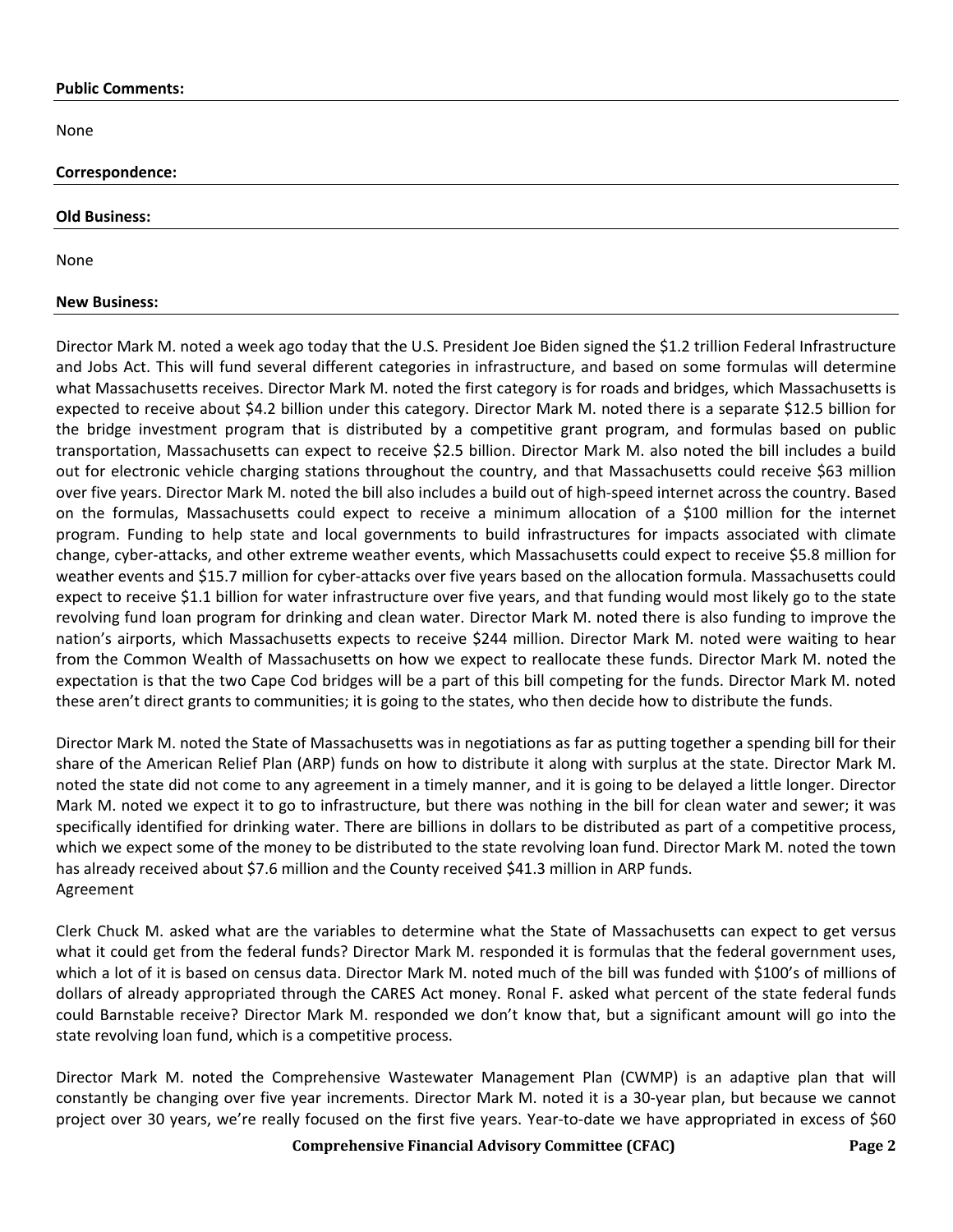**Public Comments:**

None

**Correspondence:**

**Old Business:**

None

**New Business:**

Director Mark M. noted a week ago today that the U.S. President Joe Biden signed the $1.2 trillion Federal Infrastructure and Jobs Act. This will fund several different categories in infrastructure, and based on some formulas will determine what Massachusetts receives. Director Mark M. noted the first category is for roads and bridges, which Massachusetts is expected to receive about $4.2 billion under this category. Director Mark M. noted there is a separate $12.5 billion for the bridge investment program that is distributed by a competitive grant program, and formulas based on public transportation, Massachusetts can expect to receive $2.5 billion. Director Mark M. also noted the bill includes a build out for electronic vehicle charging stations throughout the country, and that Massachusetts could receive $63 million over five years. Director Mark M. noted the bill also includes a build out of high-speed internet across the country. Based on the formulas, Massachusetts could expect to receive a minimum allocation of a $100 million for the internet program. Funding to help state and local governments to build infrastructures for impacts associated with climate change, cyber-attacks, and other extreme weather events, which Massachusetts could expect to receive $5.8 million for weather events and $15.7 million for cyber-attacks over five years based on the allocation formula. Massachusetts could expect to receive $1.1 billion for water infrastructure over five years, and that funding would most likely go to the state revolving fund loan program for drinking and clean water. Director Mark M. noted there is also funding to improve the nation's airports, which Massachusetts expects to receive $244 million. Director Mark M. noted were waiting to hear from the Common Wealth of Massachusetts on how we expect to reallocate these funds. Director Mark M. noted the expectation is that the two Cape Cod bridges will be a part of this bill competing for the funds. Director Mark M. noted these aren't direct grants to communities; it is going to the states, who then decide how to distribute the funds.

Director Mark M. noted the State of Massachusetts was in negotiations as far as putting together a spending bill for their share of the American Relief Plan (ARP) funds on how to distribute it along with surplus at the state. Director Mark M. noted the state did not come to any agreement in a timely manner, and it is going to be delayed a little longer. Director Mark M. noted we expect it to go to infrastructure, but there was nothing in the bill for clean water and sewer; it was specifically identified for drinking water. There are billions in dollars to be distributed as part of a competitive process, which we expect some of the money to be distributed to the state revolving loan fund. Director Mark M. noted the town has already received about $7.6 million and the County received $41.3 million in ARP funds.
Agreement

Clerk Chuck M. asked what are the variables to determine what the State of Massachusetts can expect to get versus what it could get from the federal funds? Director Mark M. responded it is formulas that the federal government uses, which a lot of it is based on census data. Director Mark M. noted much of the bill was funded with $100's of millions of dollars of already appropriated through the CARES Act money. Ronal F. asked what percent of the state federal funds could Barnstable receive? Director Mark M. responded we don't know that, but a significant amount will go into the state revolving loan fund, which is a competitive process.

Director Mark M. noted the Comprehensive Wastewater Management Plan (CWMP) is an adaptive plan that will constantly be changing over five year increments. Director Mark M. noted it is a 30-year plan, but because we cannot project over 30 years, we're really focused on the first five years. Year-to-date we have appropriated in excess of $60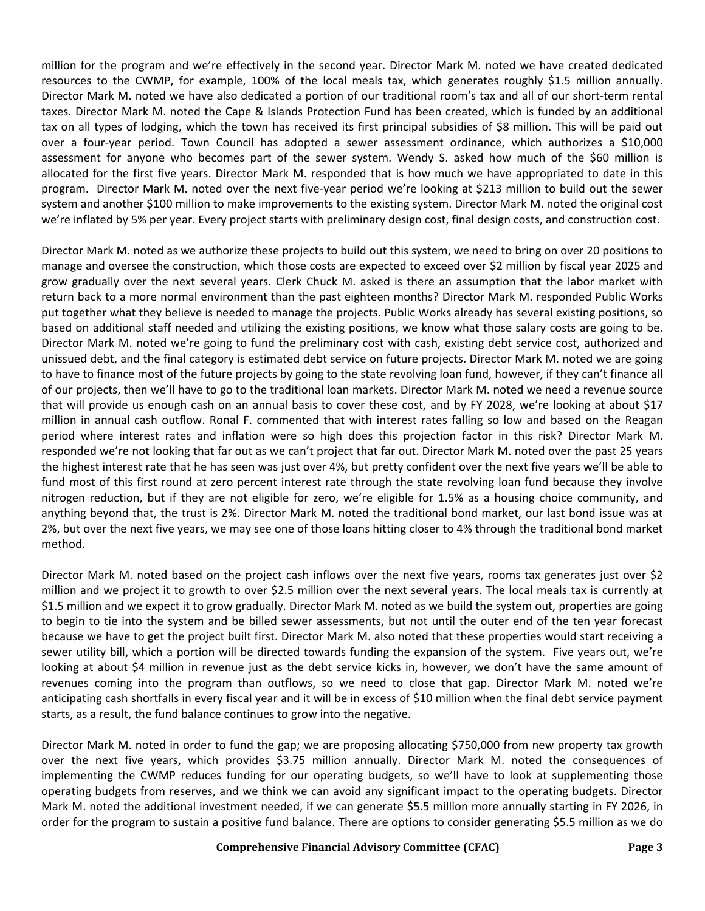million for the program and we're effectively in the second year. Director Mark M. noted we have created dedicated resources to the CWMP, for example, 100% of the local meals tax, which generates roughly $1.5 million annually. Director Mark M. noted we have also dedicated a portion of our traditional room's tax and all of our short-term rental taxes. Director Mark M. noted the Cape & Islands Protection Fund has been created, which is funded by an additional tax on all types of lodging, which the town has received its first principal subsidies of $8 million. This will be paid out over a four-year period. Town Council has adopted a sewer assessment ordinance, which authorizes a $10,000 assessment for anyone who becomes part of the sewer system. Wendy S. asked how much of the $60 million is allocated for the first five years. Director Mark M. responded that is how much we have appropriated to date in this program. Director Mark M. noted over the next five-year period we're looking at $213 million to build out the sewer system and another $100 million to make improvements to the existing system. Director Mark M. noted the original cost we're inflated by 5% per year. Every project starts with preliminary design cost, final design costs, and construction cost.

Director Mark M. noted as we authorize these projects to build out this system, we need to bring on over 20 positions to manage and oversee the construction, which those costs are expected to exceed over $2 million by fiscal year 2025 and grow gradually over the next several years. Clerk Chuck M. asked is there an assumption that the labor market with return back to a more normal environment than the past eighteen months? Director Mark M. responded Public Works put together what they believe is needed to manage the projects. Public Works already has several existing positions, so based on additional staff needed and utilizing the existing positions, we know what those salary costs are going to be. Director Mark M. noted we're going to fund the preliminary cost with cash, existing debt service cost, authorized and unissued debt, and the final category is estimated debt service on future projects. Director Mark M. noted we are going to have to finance most of the future projects by going to the state revolving loan fund, however, if they can't finance all of our projects, then we'll have to go to the traditional loan markets. Director Mark M. noted we need a revenue source that will provide us enough cash on an annual basis to cover these cost, and by FY 2028, we're looking at about $17 million in annual cash outflow. Ronal F. commented that with interest rates falling so low and based on the Reagan period where interest rates and inflation were so high does this projection factor in this risk? Director Mark M. responded we're not looking that far out as we can't project that far out. Director Mark M. noted over the past 25 years the highest interest rate that he has seen was just over 4%, but pretty confident over the next five years we'll be able to fund most of this first round at zero percent interest rate through the state revolving loan fund because they involve nitrogen reduction, but if they are not eligible for zero, we're eligible for 1.5% as a housing choice community, and anything beyond that, the trust is 2%. Director Mark M. noted the traditional bond market, our last bond issue was at 2%, but over the next five years, we may see one of those loans hitting closer to 4% through the traditional bond market method.

Director Mark M. noted based on the project cash inflows over the next five years, rooms tax generates just over $2 million and we project it to growth to over $2.5 million over the next several years. The local meals tax is currently at $1.5 million and we expect it to grow gradually. Director Mark M. noted as we build the system out, properties are going to begin to tie into the system and be billed sewer assessments, but not until the outer end of the ten year forecast because we have to get the project built first. Director Mark M. also noted that these properties would start receiving a sewer utility bill, which a portion will be directed towards funding the expansion of the system. Five years out, we're looking at about $4 million in revenue just as the debt service kicks in, however, we don't have the same amount of revenues coming into the program than outflows, so we need to close that gap. Director Mark M. noted we're anticipating cash shortfalls in every fiscal year and it will be in excess of $10 million when the final debt service payment starts, as a result, the fund balance continues to grow into the negative.

Director Mark M. noted in order to fund the gap; we are proposing allocating $750,000 from new property tax growth over the next five years, which provides $3.75 million annually. Director Mark M. noted the consequences of implementing the CWMP reduces funding for our operating budgets, so we'll have to look at supplementing those operating budgets from reserves, and we think we can avoid any significant impact to the operating budgets. Director Mark M. noted the additional investment needed, if we can generate $5.5 million more annually starting in FY 2026, in order for the program to sustain a positive fund balance. There are options to consider generating $5.5 million as we do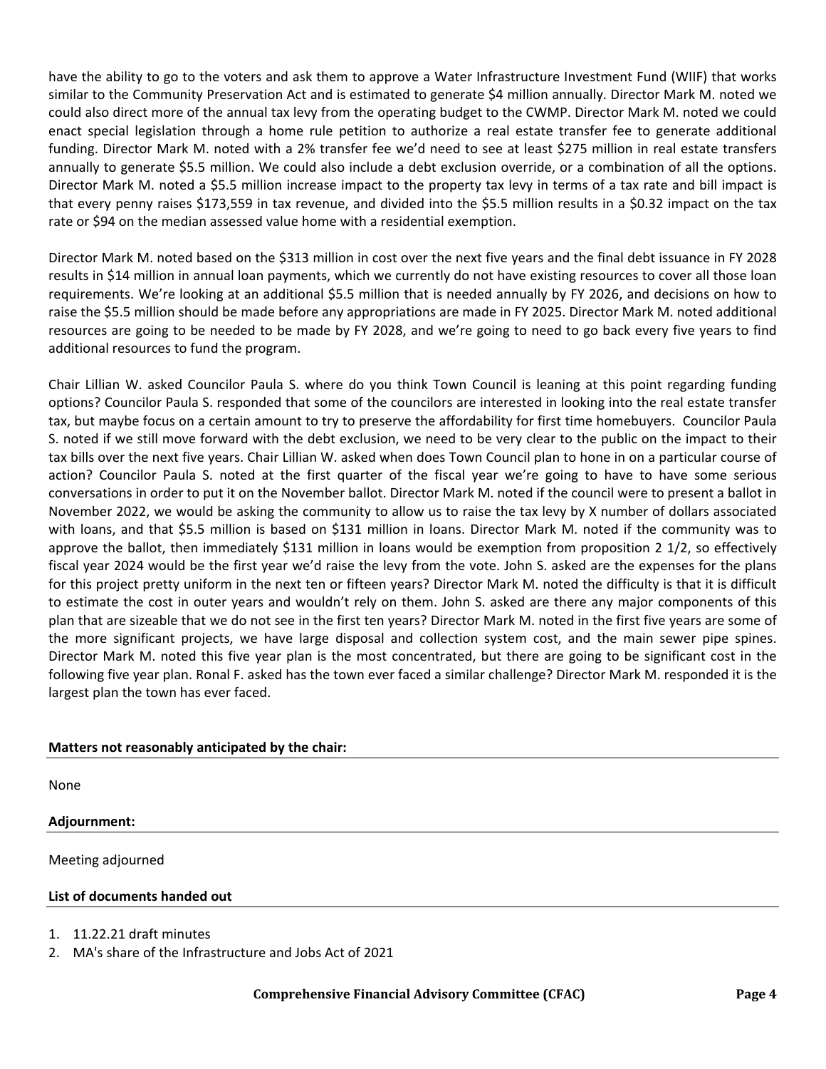have the ability to go to the voters and ask them to approve a Water Infrastructure Investment Fund (WIIF) that works similar to the Community Preservation Act and is estimated to generate $4 million annually. Director Mark M. noted we could also direct more of the annual tax levy from the operating budget to the CWMP. Director Mark M. noted we could enact special legislation through a home rule petition to authorize a real estate transfer fee to generate additional funding. Director Mark M. noted with a 2% transfer fee we'd need to see at least $275 million in real estate transfers annually to generate $5.5 million. We could also include a debt exclusion override, or a combination of all the options. Director Mark M. noted a $5.5 million increase impact to the property tax levy in terms of a tax rate and bill impact is that every penny raises $173,559 in tax revenue, and divided into the $5.5 million results in a $0.32 impact on the tax rate or $94 on the median assessed value home with a residential exemption.

Director Mark M. noted based on the $313 million in cost over the next five years and the final debt issuance in FY 2028 results in $14 million in annual loan payments, which we currently do not have existing resources to cover all those loan requirements. We're looking at an additional $5.5 million that is needed annually by FY 2026, and decisions on how to raise the $5.5 million should be made before any appropriations are made in FY 2025. Director Mark M. noted additional resources are going to be needed to be made by FY 2028, and we're going to need to go back every five years to find additional resources to fund the program.

Chair Lillian W. asked Councilor Paula S. where do you think Town Council is leaning at this point regarding funding options? Councilor Paula S. responded that some of the councilors are interested in looking into the real estate transfer tax, but maybe focus on a certain amount to try to preserve the affordability for first time homebuyers. Councilor Paula S. noted if we still move forward with the debt exclusion, we need to be very clear to the public on the impact to their tax bills over the next five years. Chair Lillian W. asked when does Town Council plan to hone in on a particular course of action? Councilor Paula S. noted at the first quarter of the fiscal year we're going to have to have some serious conversations in order to put it on the November ballot. Director Mark M. noted if the council were to present a ballot in November 2022, we would be asking the community to allow us to raise the tax levy by X number of dollars associated with loans, and that $5.5 million is based on $131 million in loans. Director Mark M. noted if the community was to approve the ballot, then immediately $131 million in loans would be exemption from proposition 2 1/2, so effectively fiscal year 2024 would be the first year we'd raise the levy from the vote. John S. asked are the expenses for the plans for this project pretty uniform in the next ten or fifteen years? Director Mark M. noted the difficulty is that it is difficult to estimate the cost in outer years and wouldn't rely on them. John S. asked are there any major components of this plan that are sizeable that we do not see in the first ten years? Director Mark M. noted in the first five years are some of the more significant projects, we have large disposal and collection system cost, and the main sewer pipe spines. Director Mark M. noted this five year plan is the most concentrated, but there are going to be significant cost in the following five year plan. Ronal F. asked has the town ever faced a similar challenge? Director Mark M. responded it is the largest plan the town has ever faced.

**Matters not reasonably anticipated by the chair:**

None

**Adjournment:**

Meeting adjourned

**List of documents handed out**

1. 11.22.21 draft minutes
2. MA's share of the Infrastructure and Jobs Act of 2021